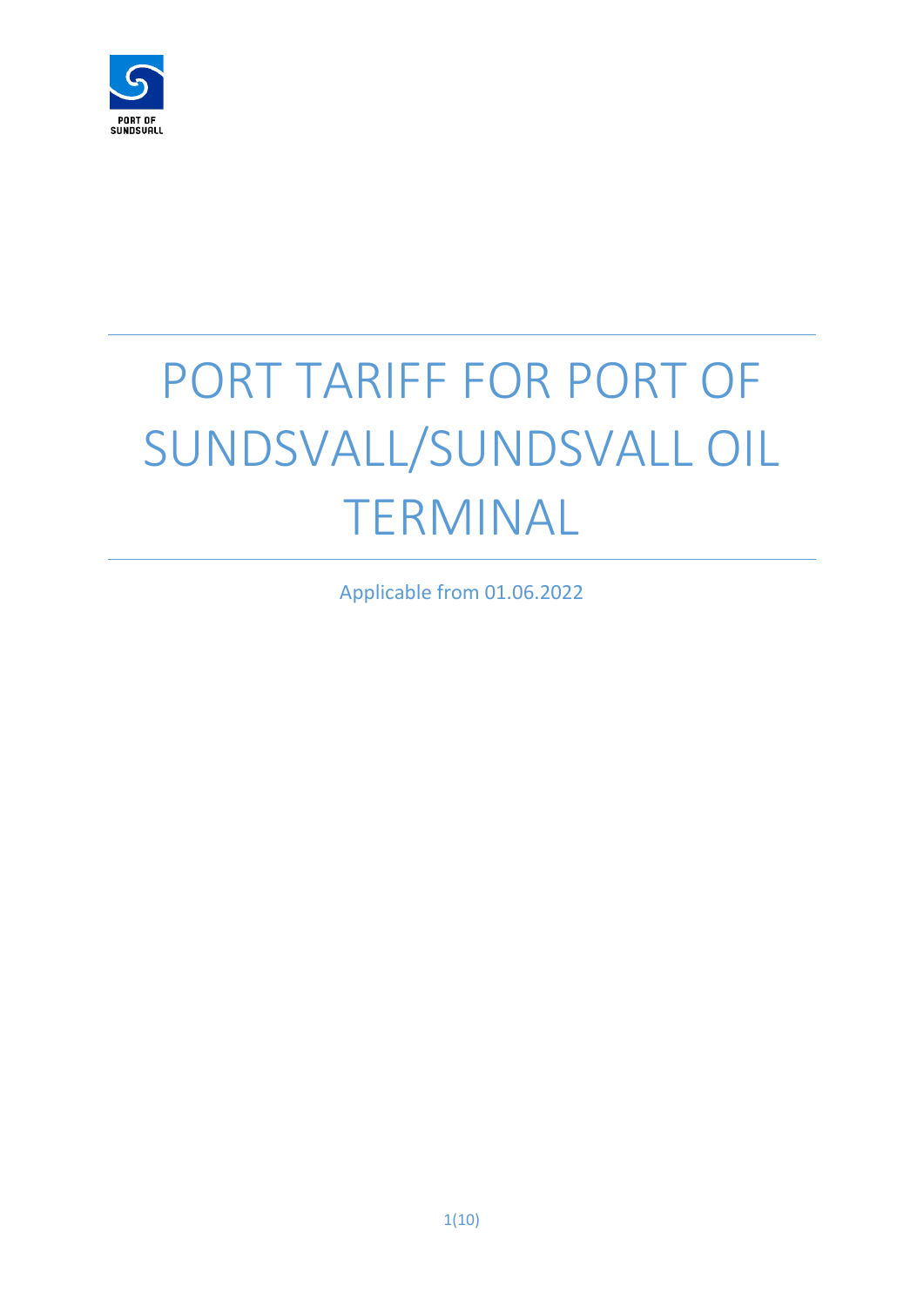PORT OF SUNDSVALL

# PORT TARIFF FOR PORT OF SUNDSVALL/SUNDSVALL OIL TERMINAL

Applicable from 01.06.2022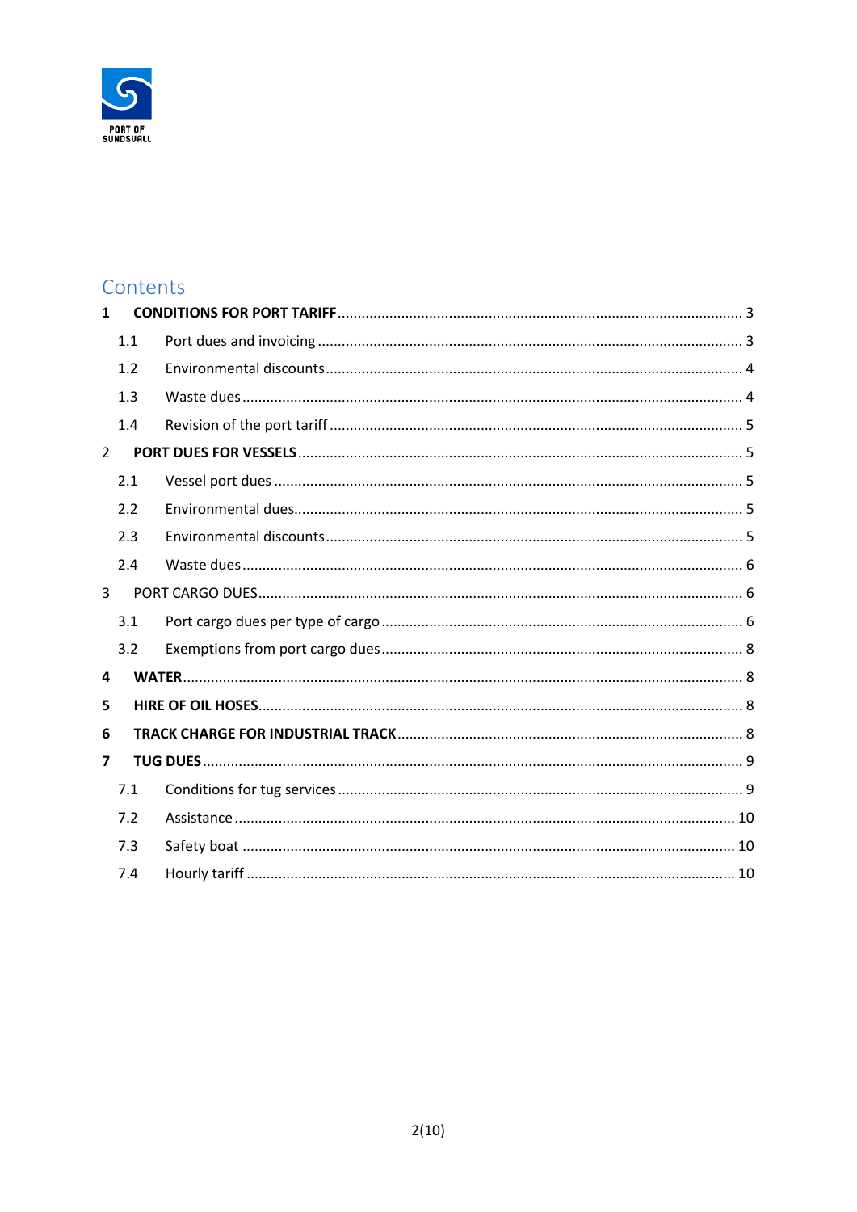# Contents

**1 CONDITIONS FOR PORT TARIFF** .......... 3

- 1.1 Port dues and invoicing .......... 3
- 1.2 Environmental discounts .......... 4
- 1.3 Waste dues .......... 4
- 1.4 Revision of the port tariff .......... 5

**2 PORT DUES FOR VESSELS** .......... 5

- 2.1 Vessel port dues .......... 5
- 2.2 Environmental dues .......... 5
- 2.3 Environmental discounts .......... 5
- 2.4 Waste dues .......... 6

3 PORT CARGO DUES .......... 6

- 3.1 Port cargo dues per type of cargo .......... 6
- 3.2 Exemptions from port cargo dues .......... 8

**4 WATER** .......... 8

**5 HIRE OF OIL HOSES** .......... 8

**6 TRACK CHARGE FOR INDUSTRIAL TRACK** .......... 8

**7 TUG DUES** .......... 9

- 7.1 Conditions for tug services .......... 9
- 7.2 Assistance .......... 10
- 7.3 Safety boat .......... 10
- 7.4 Hourly tariff .......... 10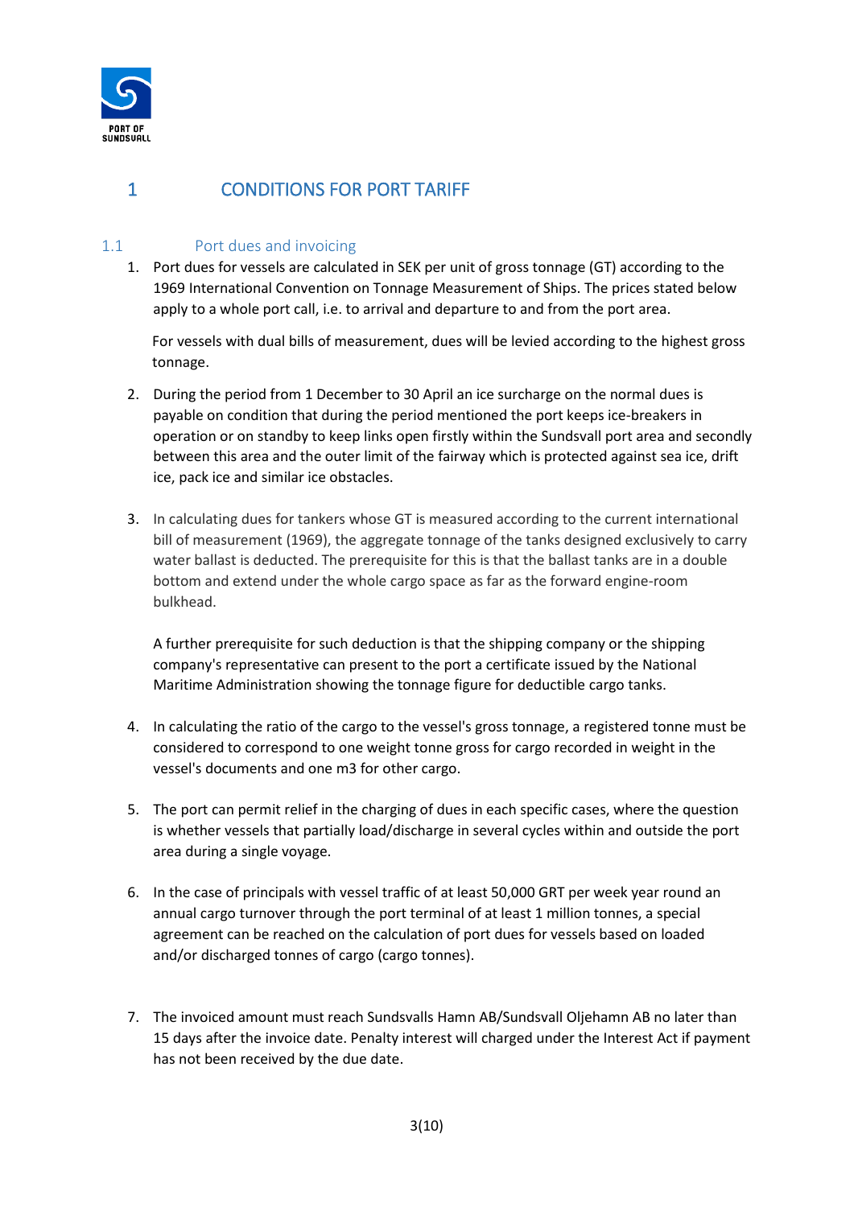# 1 CONDITIONS FOR PORT TARIFF

## 1.1 Port dues and invoicing

1. Port dues for vessels are calculated in SEK per unit of gross tonnage (GT) according to the 1969 International Convention on Tonnage Measurement of Ships. The prices stated below apply to a whole port call, i.e. to arrival and departure to and from the port area.

   For vessels with dual bills of measurement, dues will be levied according to the highest gross tonnage.

2. During the period from 1 December to 30 April an ice surcharge on the normal dues is payable on condition that during the period mentioned the port keeps ice-breakers in operation or on standby to keep links open firstly within the Sundsvall port area and secondly between this area and the outer limit of the fairway which is protected against sea ice, drift ice, pack ice and similar ice obstacles.

3. In calculating dues for tankers whose GT is measured according to the current international bill of measurement (1969), the aggregate tonnage of the tanks designed exclusively to carry water ballast is deducted. The prerequisite for this is that the ballast tanks are in a double bottom and extend under the whole cargo space as far as the forward engine-room bulkhead.

   A further prerequisite for such deduction is that the shipping company or the shipping company's representative can present to the port a certificate issued by the National Maritime Administration showing the tonnage figure for deductible cargo tanks.

4. In calculating the ratio of the cargo to the vessel's gross tonnage, a registered tonne must be considered to correspond to one weight tonne gross for cargo recorded in weight in the vessel's documents and one m3 for other cargo.

5. The port can permit relief in the charging of dues in each specific cases, where the question is whether vessels that partially load/discharge in several cycles within and outside the port area during a single voyage.

6. In the case of principals with vessel traffic of at least 50,000 GRT per week year round an annual cargo turnover through the port terminal of at least 1 million tonnes, a special agreement can be reached on the calculation of port dues for vessels based on loaded and/or discharged tonnes of cargo (cargo tonnes).

7. The invoiced amount must reach Sundsvalls Hamn AB/Sundsvall Oljehamn AB no later than 15 days after the invoice date. Penalty interest will charged under the Interest Act if payment has not been received by the due date.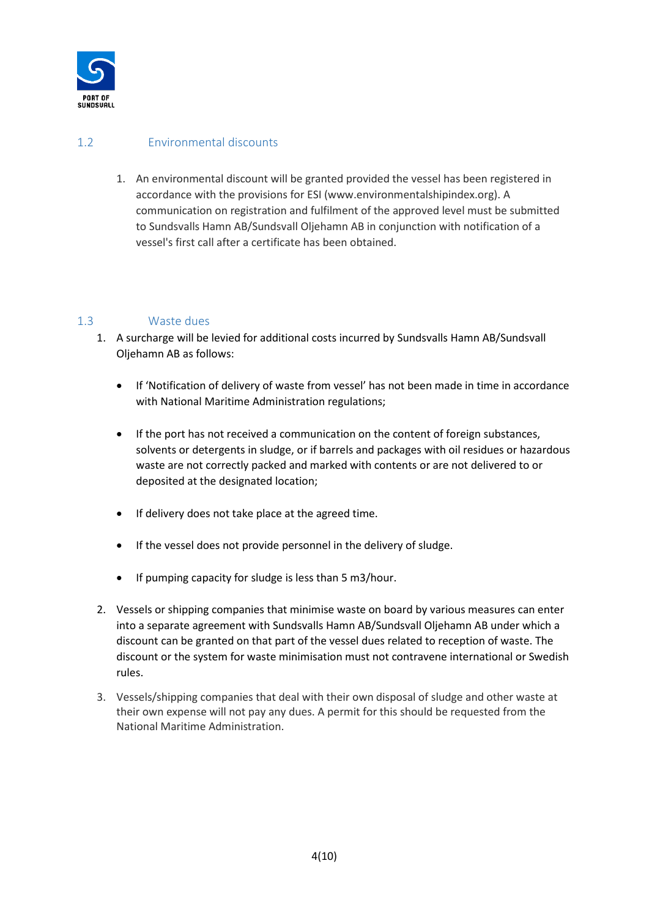## 1.2 Environmental discounts

1. An environmental discount will be granted provided the vessel has been registered in accordance with the provisions for ESI (www.environmentalshipindex.org). A communication on registration and fulfilment of the approved level must be submitted to Sundsvalls Hamn AB/Sundsvall Oljehamn AB in conjunction with notification of a vessel's first call after a certificate has been obtained.

## 1.3 Waste dues

1. A surcharge will be levied for additional costs incurred by Sundsvalls Hamn AB/Sundsvall Oljehamn AB as follows:

   - If 'Notification of delivery of waste from vessel' has not been made in time in accordance with National Maritime Administration regulations;

   - If the port has not received a communication on the content of foreign substances, solvents or detergents in sludge, or if barrels and packages with oil residues or hazardous waste are not correctly packed and marked with contents or are not delivered to or deposited at the designated location;

   - If delivery does not take place at the agreed time.

   - If the vessel does not provide personnel in the delivery of sludge.

   - If pumping capacity for sludge is less than 5 m3/hour.

2. Vessels or shipping companies that minimise waste on board by various measures can enter into a separate agreement with Sundsvalls Hamn AB/Sundsvall Oljehamn AB under which a discount can be granted on that part of the vessel dues related to reception of waste. The discount or the system for waste minimisation must not contravene international or Swedish rules.

3. Vessels/shipping companies that deal with their own disposal of sludge and other waste at their own expense will not pay any dues. A permit for this should be requested from the National Maritime Administration.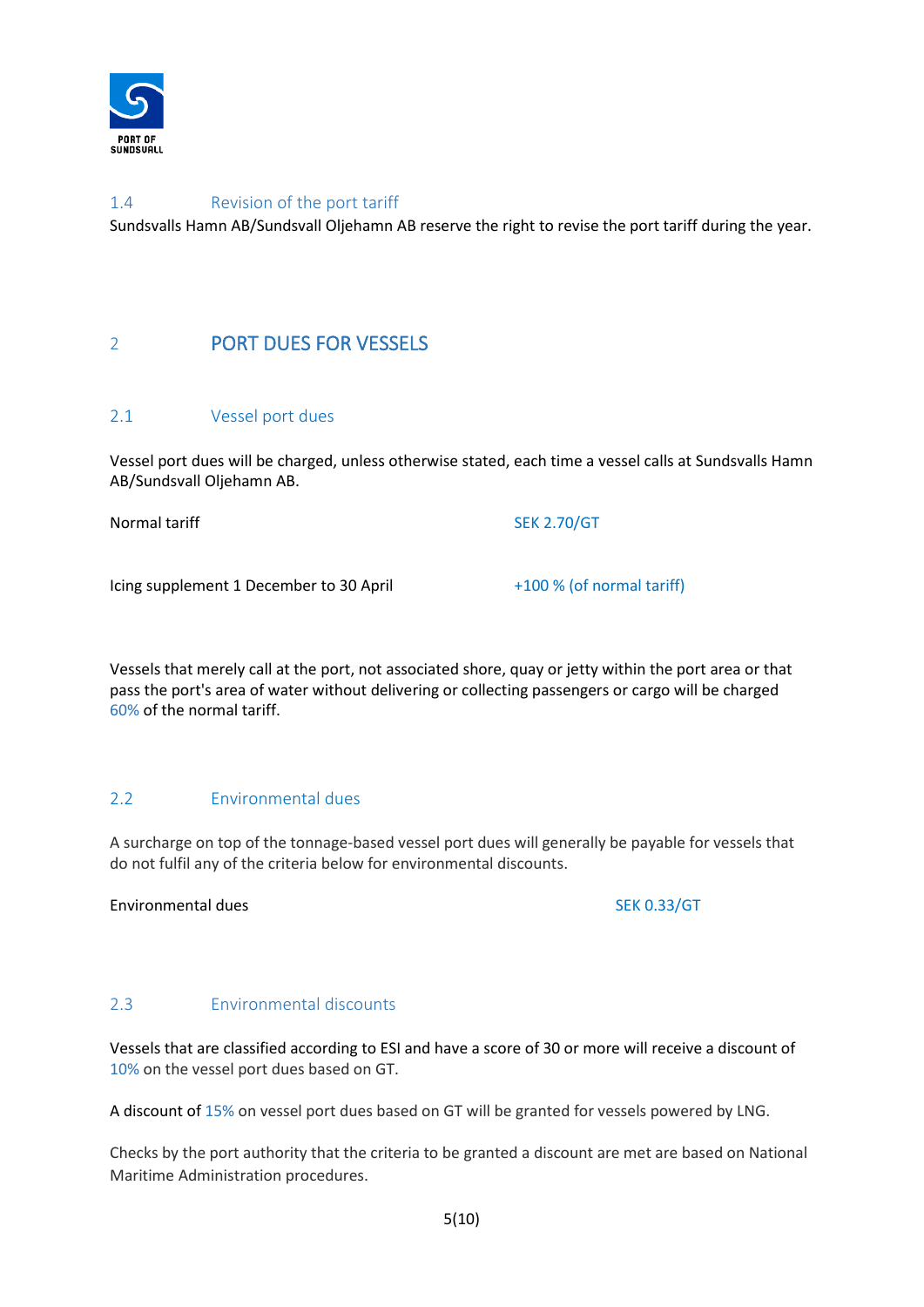### 1.4 Revision of the port tariff

Sundsvalls Hamn AB/Sundsvall Oljehamn AB reserve the right to revise the port tariff during the year.

## 2 PORT DUES FOR VESSELS

### 2.1 Vessel port dues

Vessel port dues will be charged, unless otherwise stated, each time a vessel calls at Sundsvalls Hamn AB/Sundsvall Oljehamn AB.

| | |
|---|---|
| Normal tariff | SEK 2.70/GT |
| Icing supplement 1 December to 30 April | +100 % (of normal tariff) |

Vessels that merely call at the port, not associated shore, quay or jetty within the port area or that pass the port's area of water without delivering or collecting passengers or cargo will be charged 60% of the normal tariff.

### 2.2 Environmental dues

A surcharge on top of the tonnage-based vessel port dues will generally be payable for vessels that do not fulfil any of the criteria below for environmental discounts.

| | |
|---|---|
| Environmental dues | SEK 0.33/GT |

### 2.3 Environmental discounts

Vessels that are classified according to ESI and have a score of 30 or more will receive a discount of 10% on the vessel port dues based on GT.

A discount of 15% on vessel port dues based on GT will be granted for vessels powered by LNG.

Checks by the port authority that the criteria to be granted a discount are met are based on National Maritime Administration procedures.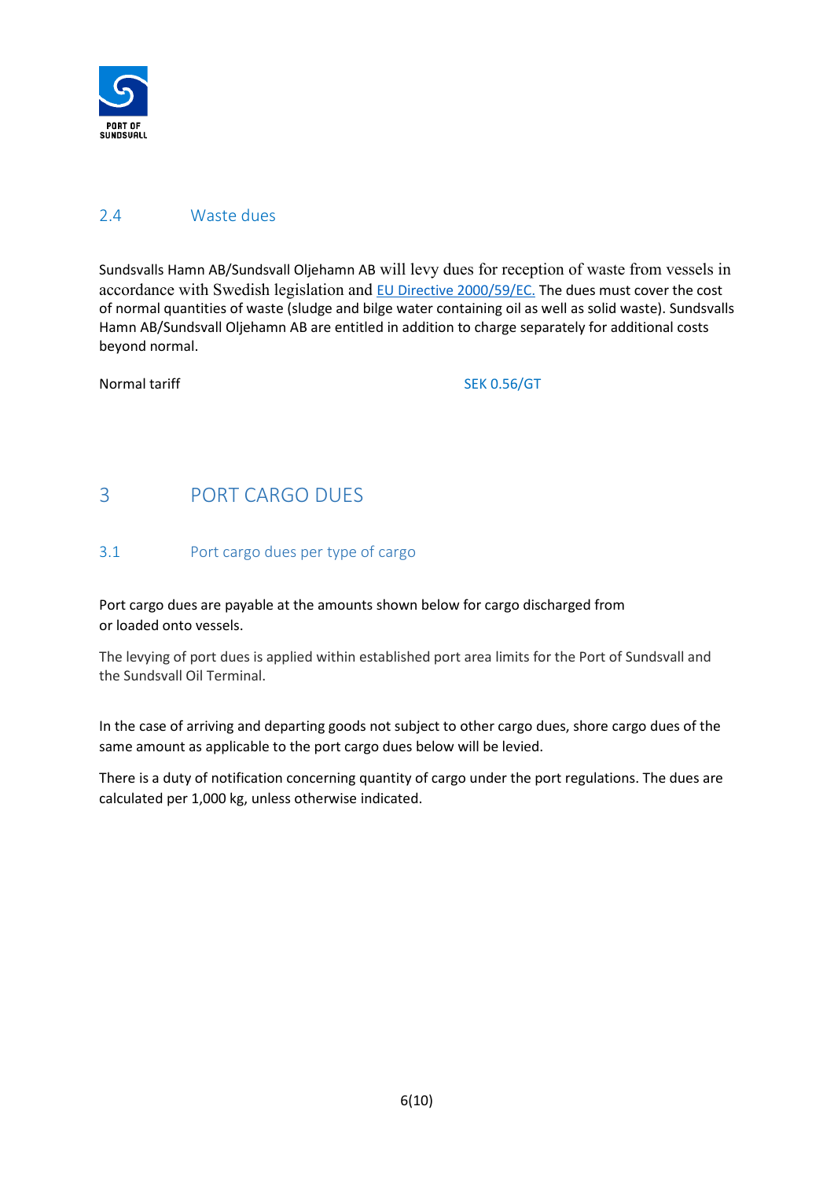## 2.4 Waste dues

Sundsvalls Hamn AB/Sundsvall Oljehamn AB will levy dues for reception of waste from vessels in accordance with Swedish legislation and EU Directive 2000/59/EC. The dues must cover the cost of normal quantities of waste (sludge and bilge water containing oil as well as solid waste). Sundsvalls Hamn AB/Sundsvall Oljehamn AB are entitled in addition to charge separately for additional costs beyond normal.

| Normal tariff | SEK 0.56/GT |
|---|---|

# 3 PORT CARGO DUES

## 3.1 Port cargo dues per type of cargo

Port cargo dues are payable at the amounts shown below for cargo discharged from or loaded onto vessels.

The levying of port dues is applied within established port area limits for the Port of Sundsvall and the Sundsvall Oil Terminal.

In the case of arriving and departing goods not subject to other cargo dues, shore cargo dues of the same amount as applicable to the port cargo dues below will be levied.

There is a duty of notification concerning quantity of cargo under the port regulations. The dues are calculated per 1,000 kg, unless otherwise indicated.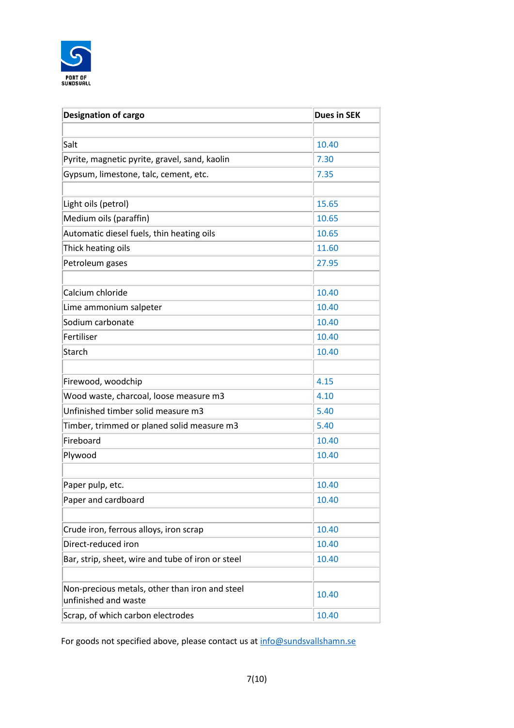| Designation of cargo | Dues in SEK |
|---|---|
| | |
| Salt | 10.40 |
| Pyrite, magnetic pyrite, gravel, sand, kaolin | 7.30 |
| Gypsum, limestone, talc, cement, etc. | 7.35 |
| | |
| Light oils (petrol) | 15.65 |
| Medium oils (paraffin) | 10.65 |
| Automatic diesel fuels, thin heating oils | 10.65 |
| Thick heating oils | 11.60 |
| Petroleum gases | 27.95 |
| | |
| Calcium chloride | 10.40 |
| Lime ammonium salpeter | 10.40 |
| Sodium carbonate | 10.40 |
| Fertiliser | 10.40 |
| Starch | 10.40 |
| | |
| Firewood, woodchip | 4.15 |
| Wood waste, charcoal, loose measure m3 | 4.10 |
| Unfinished timber solid measure m3 | 5.40 |
| Timber, trimmed or planed solid measure m3 | 5.40 |
| Fireboard | 10.40 |
| Plywood | 10.40 |
| | |
| Paper pulp, etc. | 10.40 |
| Paper and cardboard | 10.40 |
| | |
| Crude iron, ferrous alloys, iron scrap | 10.40 |
| Direct-reduced iron | 10.40 |
| Bar, strip, sheet, wire and tube of iron or steel | 10.40 |
| | |
| Non-precious metals, other than iron and steel unfinished and waste | 10.40 |
| Scrap, of which carbon electrodes | 10.40 |

For goods not specified above, please contact us at info@sundsvallshamn.se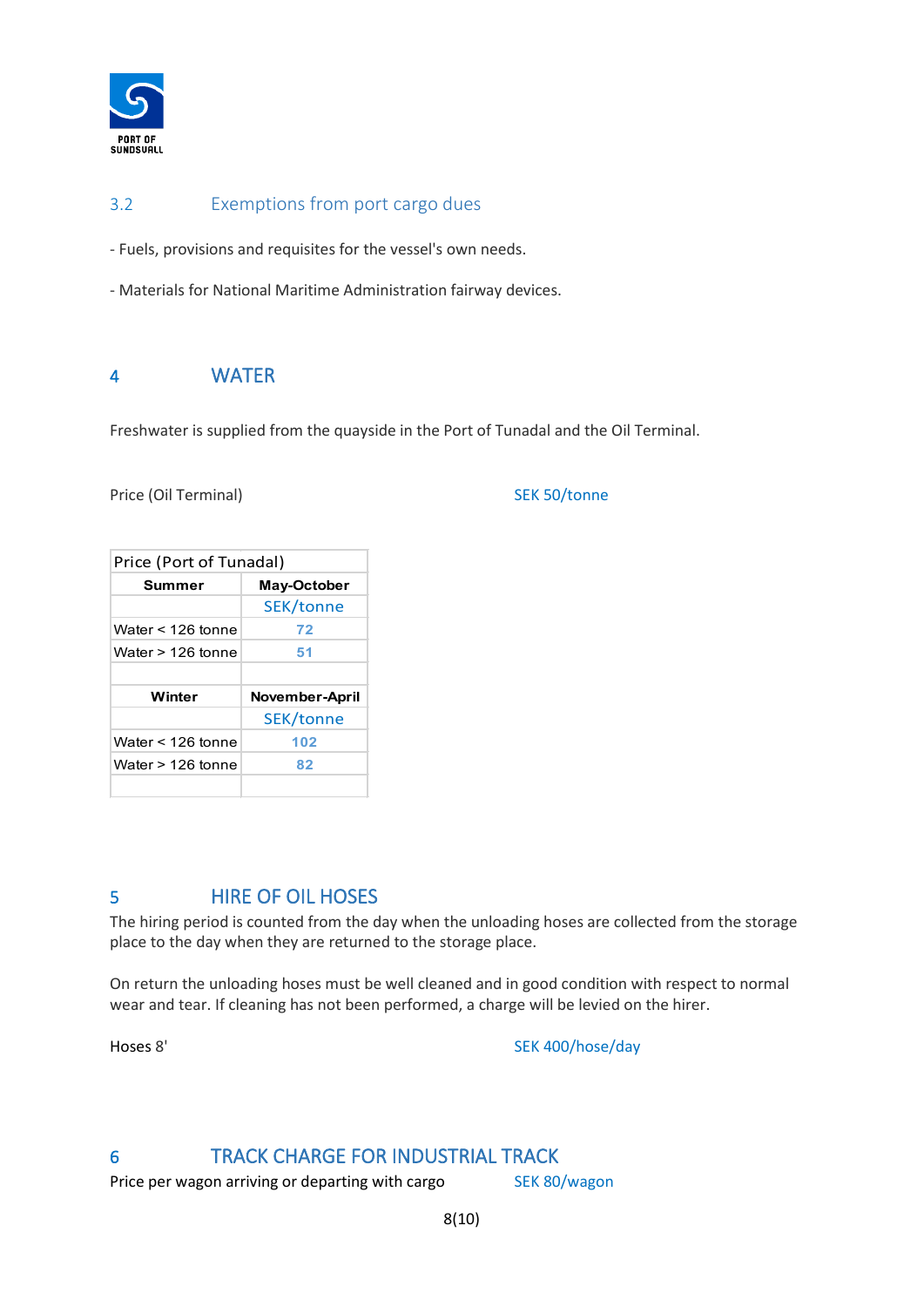## 3.2 Exemptions from port cargo dues

- Fuels, provisions and requisites for the vessel's own needs.

- Materials for National Maritime Administration fairway devices.

# 4 WATER

Freshwater is supplied from the quayside in the Port of Tunadal and the Oil Terminal.

Price (Oil Terminal) SEK 50/tonne

| Price (Port of Tunadal) | |
|---|---|
| **Summer** | **May-October** |
| | SEK/tonne |
| Water < 126 tonne | 72 |
| Water > 126 tonne | 51 |
| | |
| **Winter** | **November-April** |
| | SEK/tonne |
| Water < 126 tonne | 102 |
| Water > 126 tonne | 82 |
| | |

# 5 HIRE OF OIL HOSES

The hiring period is counted from the day when the unloading hoses are collected from the storage place to the day when they are returned to the storage place.

On return the unloading hoses must be well cleaned and in good condition with respect to normal wear and tear. If cleaning has not been performed, a charge will be levied on the hirer.

Hoses 8' SEK 400/hose/day

# 6 TRACK CHARGE FOR INDUSTRIAL TRACK

Price per wagon arriving or departing with cargo SEK 80/wagon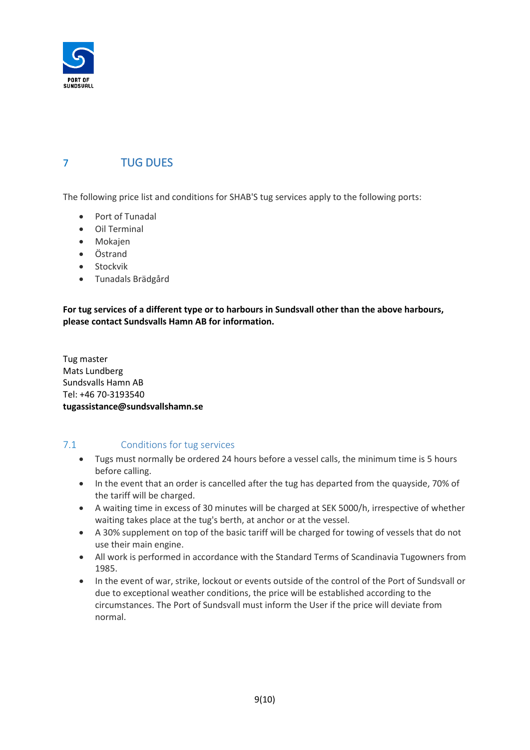# 7 TUG DUES

The following price list and conditions for SHAB'S tug services apply to the following ports:

- Port of Tunadal
- Oil Terminal
- Mokajen
- Östrand
- Stockvik
- Tunadals Brädgård

**For tug services of a different type or to harbours in Sundsvall other than the above harbours, please contact Sundsvalls Hamn AB for information.**

Tug master
Mats Lundberg
Sundsvalls Hamn AB
Tel: +46 70-3193540
**tugassistance@sundsvallshamn.se**

## 7.1 Conditions for tug services

- Tugs must normally be ordered 24 hours before a vessel calls, the minimum time is 5 hours before calling.
- In the event that an order is cancelled after the tug has departed from the quayside, 70% of the tariff will be charged.
- A waiting time in excess of 30 minutes will be charged at SEK 5000/h, irrespective of whether waiting takes place at the tug's berth, at anchor or at the vessel.
- A 30% supplement on top of the basic tariff will be charged for towing of vessels that do not use their main engine.
- All work is performed in accordance with the Standard Terms of Scandinavia Tugowners from 1985.
- In the event of war, strike, lockout or events outside of the control of the Port of Sundsvall or due to exceptional weather conditions, the price will be established according to the circumstances. The Port of Sundsvall must inform the User if the price will deviate from normal.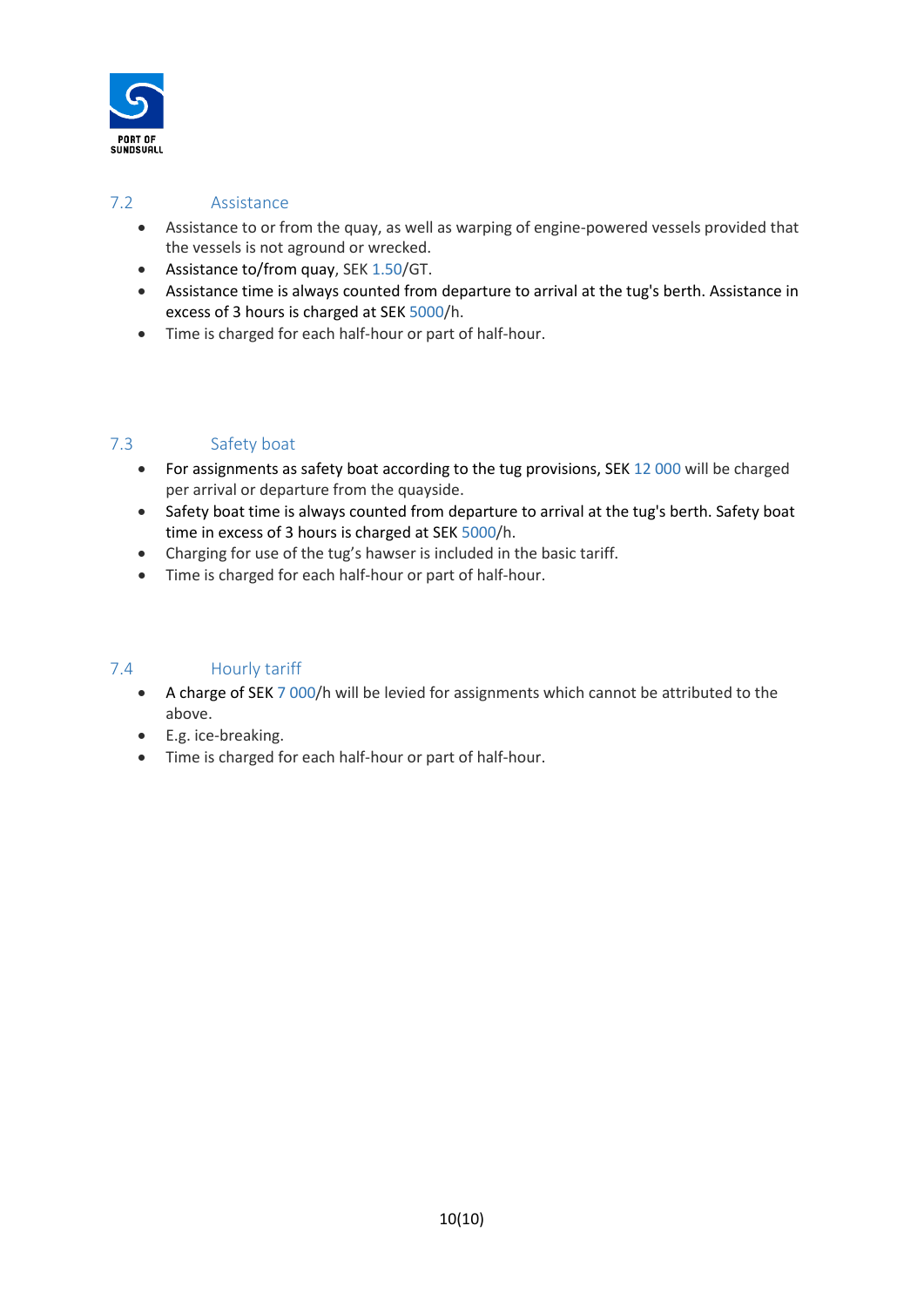### 7.2 Assistance

- Assistance to or from the quay, as well as warping of engine-powered vessels provided that the vessels is not aground or wrecked.
- Assistance to/from quay, SEK 1.50/GT.
- Assistance time is always counted from departure to arrival at the tug's berth. Assistance in excess of 3 hours is charged at SEK 5000/h.
- Time is charged for each half-hour or part of half-hour.

### 7.3 Safety boat

- For assignments as safety boat according to the tug provisions, SEK 12 000 will be charged per arrival or departure from the quayside.
- Safety boat time is always counted from departure to arrival at the tug's berth. Safety boat time in excess of 3 hours is charged at SEK 5000/h.
- Charging for use of the tug's hawser is included in the basic tariff.
- Time is charged for each half-hour or part of half-hour.

### 7.4 Hourly tariff

- A charge of SEK 7 000/h will be levied for assignments which cannot be attributed to the above.
- E.g. ice-breaking.
- Time is charged for each half-hour or part of half-hour.